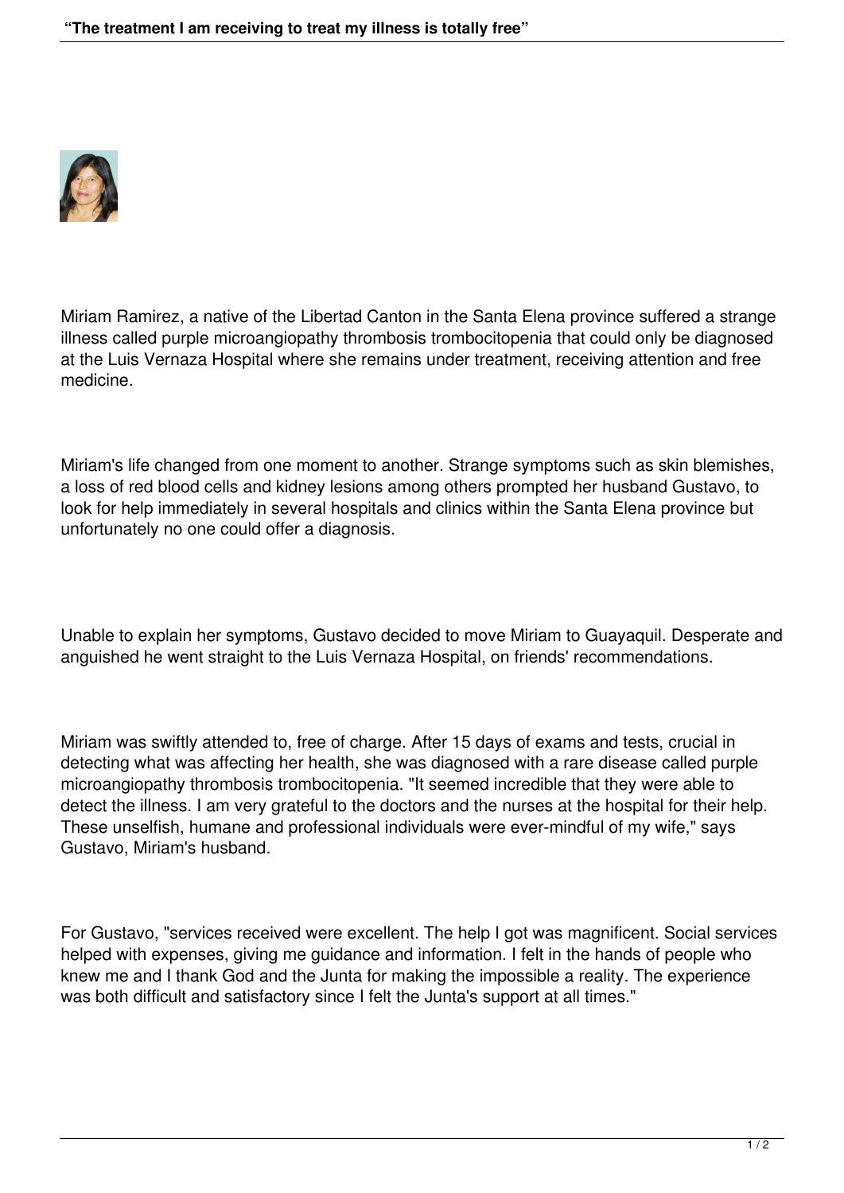Miriam Ramirez, a native of the Libertad Canton in the Santa Elena province suffered a strange illness called purple microangiopathy thrombosis trombocitopenia that could only be diagnosed at the Luis Vernaza Hospital where she remains under treatment, receiving attention and free medicine.

Miriam's life changed from one moment to another. Strange symptoms such as skin blemishes, a loss of red blood cells and kidney lesions among others prompted her husband Gustavo, to look for help immediately in several hospitals and clinics within the Santa Elena province but unfortunately no one could offer a diagnosis.

Unable to explain her symptoms, Gustavo decided to move Miriam to Guayaquil. Desperate and anguished he went straight to the Luis Vernaza Hospital, on friends' recommendations.

Miriam was swiftly attended to, free of charge. After 15 days of exams and tests, crucial in detecting what was affecting her health, she was diagnosed with a rare disease called purple microangiopathy thrombosis trombocitopenia. "It seemed incredible that they were able to detect the illness. I am very grateful to the doctors and the nurses at the hospital for their help. These unselfish, humane and professional individuals were ever-mindful of my wife," says Gustavo, Miriam's husband.

For Gustavo, "services received were excellent. The help I got was magnificent. Social services helped with expenses, giving me guidance and information. I felt in the hands of people who knew me and I thank God and the Junta for making the impossible a reality. The experience was both difficult and satisfactory since I felt the Junta's support at all times."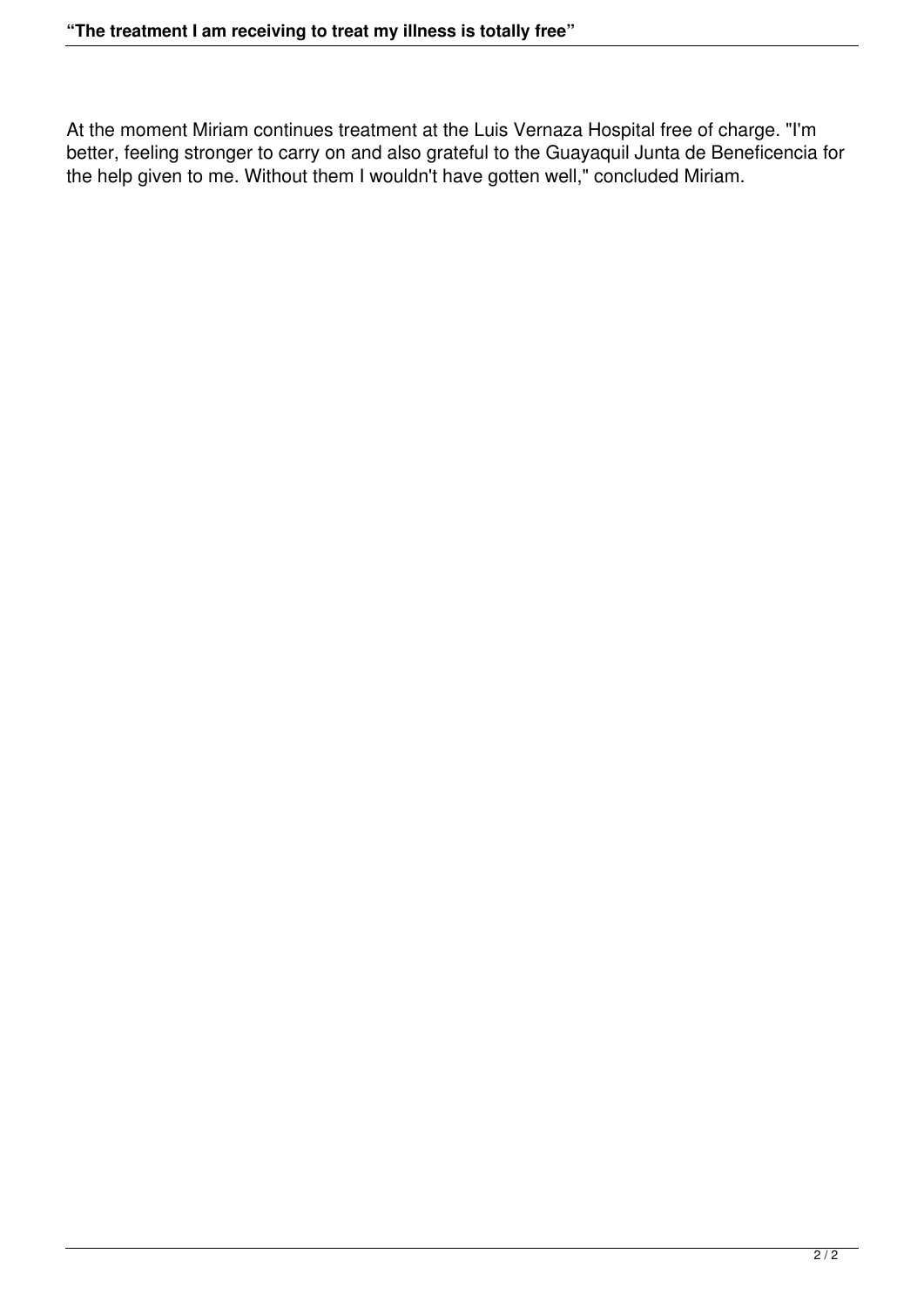At the moment Miriam continues treatment at the Luis Vernaza Hospital free of charge. "I'm better, feeling stronger to carry on and also grateful to the Guayaquil Junta de Beneficencia for the help given to me. Without them I wouldn't have gotten well," concluded Miriam.